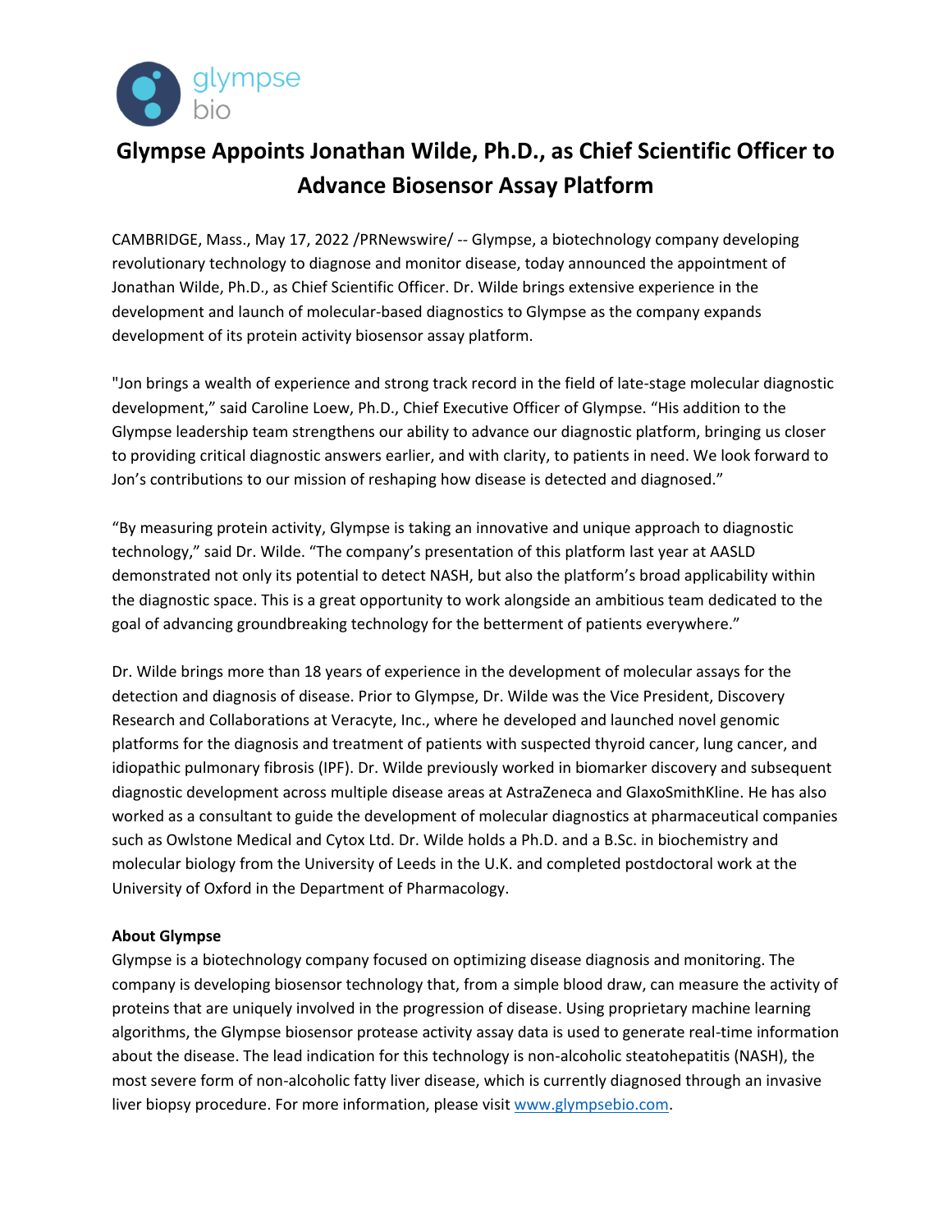# Glympse Appoints Jonathan Wilde, Ph.D., as Chief Scientific Officer to Advance Biosensor Assay Platform

CAMBRIDGE, Mass., May 17, 2022 /PRNewswire/ -- Glympse, a biotechnology company developing revolutionary technology to diagnose and monitor disease, today announced the appointment of Jonathan Wilde, Ph.D., as Chief Scientific Officer. Dr. Wilde brings extensive experience in the development and launch of molecular-based diagnostics to Glympse as the company expands development of its protein activity biosensor assay platform.

"Jon brings a wealth of experience and strong track record in the field of late-stage molecular diagnostic development," said Caroline Loew, Ph.D., Chief Executive Officer of Glympse. "His addition to the Glympse leadership team strengthens our ability to advance our diagnostic platform, bringing us closer to providing critical diagnostic answers earlier, and with clarity, to patients in need. We look forward to Jon's contributions to our mission of reshaping how disease is detected and diagnosed."

"By measuring protein activity, Glympse is taking an innovative and unique approach to diagnostic technology," said Dr. Wilde. "The company's presentation of this platform last year at AASLD demonstrated not only its potential to detect NASH, but also the platform's broad applicability within the diagnostic space. This is a great opportunity to work alongside an ambitious team dedicated to the goal of advancing groundbreaking technology for the betterment of patients everywhere."

Dr. Wilde brings more than 18 years of experience in the development of molecular assays for the detection and diagnosis of disease. Prior to Glympse, Dr. Wilde was the Vice President, Discovery Research and Collaborations at Veracyte, Inc., where he developed and launched novel genomic platforms for the diagnosis and treatment of patients with suspected thyroid cancer, lung cancer, and idiopathic pulmonary fibrosis (IPF). Dr. Wilde previously worked in biomarker discovery and subsequent diagnostic development across multiple disease areas at AstraZeneca and GlaxoSmithKline. He has also worked as a consultant to guide the development of molecular diagnostics at pharmaceutical companies such as Owlstone Medical and Cytox Ltd. Dr. Wilde holds a Ph.D. and a B.Sc. in biochemistry and molecular biology from the University of Leeds in the U.K. and completed postdoctoral work at the University of Oxford in the Department of Pharmacology.

**About Glympse**

Glympse is a biotechnology company focused on optimizing disease diagnosis and monitoring. The company is developing biosensor technology that, from a simple blood draw, can measure the activity of proteins that are uniquely involved in the progression of disease. Using proprietary machine learning algorithms, the Glympse biosensor protease activity assay data is used to generate real-time information about the disease. The lead indication for this technology is non-alcoholic steatohepatitis (NASH), the most severe form of non-alcoholic fatty liver disease, which is currently diagnosed through an invasive liver biopsy procedure. For more information, please visit [www.glympsebio.com](www.glympsebio.com).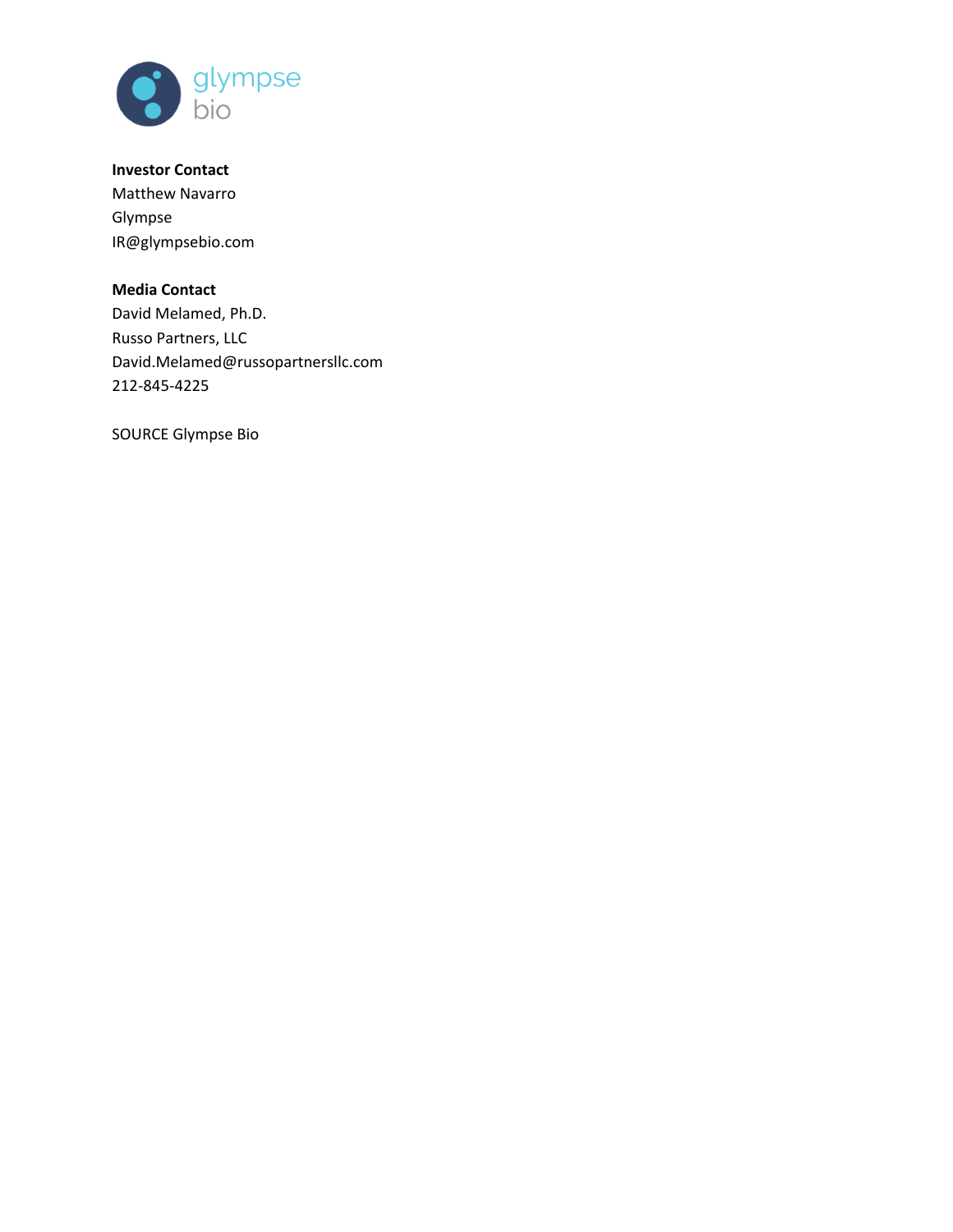**Investor Contact**
Matthew Navarro
Glympse
IR@glympsebio.com

**Media Contact**
David Melamed, Ph.D.
Russo Partners, LLC
David.Melamed@russopartnersllc.com
212-845-4225

SOURCE Glympse Bio